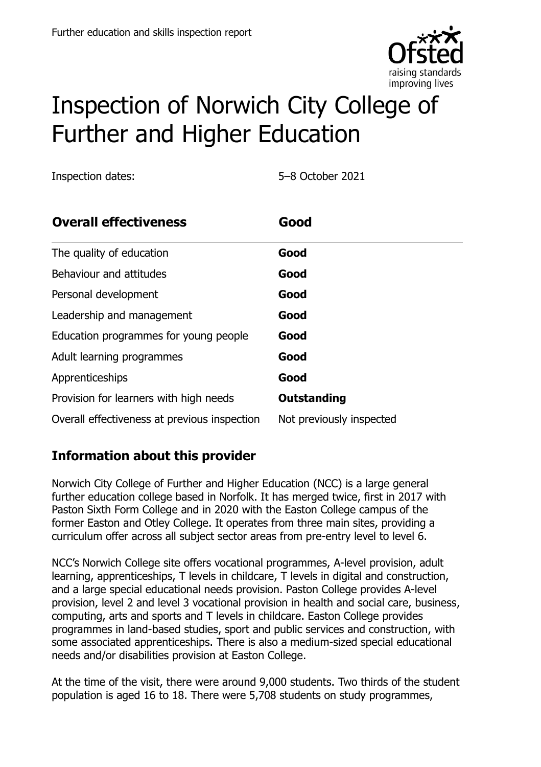Further education and skills inspection report

# Inspection of Norwich City College of Further and Higher Education

Inspection dates: 5–8 October 2021

| **Overall effectiveness** | **Good** |
| --- | --- |
| The quality of education | **Good** |
| Behaviour and attitudes | **Good** |
| Personal development | **Good** |
| Leadership and management | **Good** |
| Education programmes for young people | **Good** |
| Adult learning programmes | **Good** |
| Apprenticeships | **Good** |
| Provision for learners with high needs | **Outstanding** |
| Overall effectiveness at previous inspection | Not previously inspected |

## Information about this provider

Norwich City College of Further and Higher Education (NCC) is a large general further education college based in Norfolk. It has merged twice, first in 2017 with Paston Sixth Form College and in 2020 with the Easton College campus of the former Easton and Otley College. It operates from three main sites, providing a curriculum offer across all subject sector areas from pre-entry level to level 6.

NCC's Norwich College site offers vocational programmes, A-level provision, adult learning, apprenticeships, T levels in childcare, T levels in digital and construction, and a large special educational needs provision. Paston College provides A-level provision, level 2 and level 3 vocational provision in health and social care, business, computing, arts and sports and T levels in childcare. Easton College provides programmes in land-based studies, sport and public services and construction, with some associated apprenticeships. There is also a medium-sized special educational needs and/or disabilities provision at Easton College.

At the time of the visit, there were around 9,000 students. Two thirds of the student population is aged 16 to 18. There were 5,708 students on study programmes,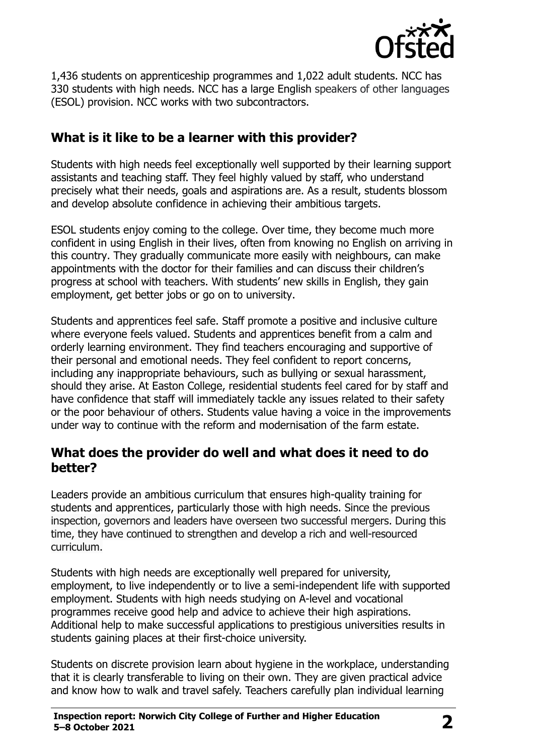1,436 students on apprenticeship programmes and 1,022 adult students. NCC has 330 students with high needs. NCC has a large English speakers of other languages (ESOL) provision. NCC works with two subcontractors.

## What is it like to be a learner with this provider?

Students with high needs feel exceptionally well supported by their learning support assistants and teaching staff. They feel highly valued by staff, who understand precisely what their needs, goals and aspirations are. As a result, students blossom and develop absolute confidence in achieving their ambitious targets.

ESOL students enjoy coming to the college. Over time, they become much more confident in using English in their lives, often from knowing no English on arriving in this country. They gradually communicate more easily with neighbours, can make appointments with the doctor for their families and can discuss their children's progress at school with teachers. With students' new skills in English, they gain employment, get better jobs or go on to university.

Students and apprentices feel safe. Staff promote a positive and inclusive culture where everyone feels valued. Students and apprentices benefit from a calm and orderly learning environment. They find teachers encouraging and supportive of their personal and emotional needs. They feel confident to report concerns, including any inappropriate behaviours, such as bullying or sexual harassment, should they arise. At Easton College, residential students feel cared for by staff and have confidence that staff will immediately tackle any issues related to their safety or the poor behaviour of others. Students value having a voice in the improvements under way to continue with the reform and modernisation of the farm estate.

## What does the provider do well and what does it need to do better?

Leaders provide an ambitious curriculum that ensures high-quality training for students and apprentices, particularly those with high needs. Since the previous inspection, governors and leaders have overseen two successful mergers. During this time, they have continued to strengthen and develop a rich and well-resourced curriculum.

Students with high needs are exceptionally well prepared for university, employment, to live independently or to live a semi-independent life with supported employment. Students with high needs studying on A-level and vocational programmes receive good help and advice to achieve their high aspirations. Additional help to make successful applications to prestigious universities results in students gaining places at their first-choice university.

Students on discrete provision learn about hygiene in the workplace, understanding that it is clearly transferable to living on their own. They are given practical advice and know how to walk and travel safely. Teachers carefully plan individual learning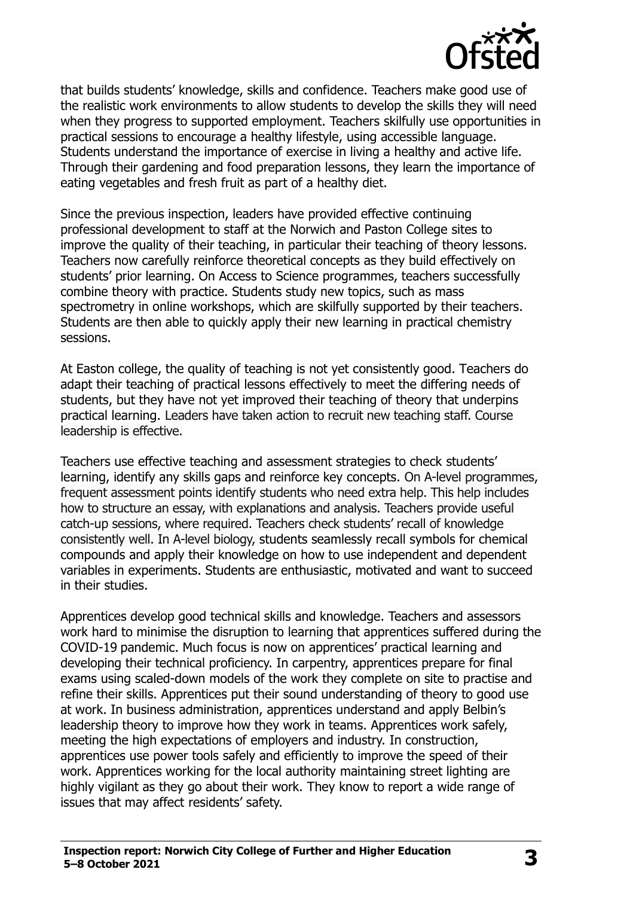that builds students' knowledge, skills and confidence. Teachers make good use of the realistic work environments to allow students to develop the skills they will need when they progress to supported employment. Teachers skilfully use opportunities in practical sessions to encourage a healthy lifestyle, using accessible language. Students understand the importance of exercise in living a healthy and active life. Through their gardening and food preparation lessons, they learn the importance of eating vegetables and fresh fruit as part of a healthy diet.

Since the previous inspection, leaders have provided effective continuing professional development to staff at the Norwich and Paston College sites to improve the quality of their teaching, in particular their teaching of theory lessons. Teachers now carefully reinforce theoretical concepts as they build effectively on students' prior learning. On Access to Science programmes, teachers successfully combine theory with practice. Students study new topics, such as mass spectrometry in online workshops, which are skilfully supported by their teachers. Students are then able to quickly apply their new learning in practical chemistry sessions.

At Easton college, the quality of teaching is not yet consistently good. Teachers do adapt their teaching of practical lessons effectively to meet the differing needs of students, but they have not yet improved their teaching of theory that underpins practical learning. Leaders have taken action to recruit new teaching staff. Course leadership is effective.

Teachers use effective teaching and assessment strategies to check students' learning, identify any skills gaps and reinforce key concepts. On A-level programmes, frequent assessment points identify students who need extra help. This help includes how to structure an essay, with explanations and analysis. Teachers provide useful catch-up sessions, where required. Teachers check students' recall of knowledge consistently well. In A-level biology, students seamlessly recall symbols for chemical compounds and apply their knowledge on how to use independent and dependent variables in experiments. Students are enthusiastic, motivated and want to succeed in their studies.

Apprentices develop good technical skills and knowledge. Teachers and assessors work hard to minimise the disruption to learning that apprentices suffered during the COVID-19 pandemic. Much focus is now on apprentices' practical learning and developing their technical proficiency. In carpentry, apprentices prepare for final exams using scaled-down models of the work they complete on site to practise and refine their skills. Apprentices put their sound understanding of theory to good use at work. In business administration, apprentices understand and apply Belbin's leadership theory to improve how they work in teams. Apprentices work safely, meeting the high expectations of employers and industry. In construction, apprentices use power tools safely and efficiently to improve the speed of their work. Apprentices working for the local authority maintaining street lighting are highly vigilant as they go about their work. They know to report a wide range of issues that may affect residents' safety.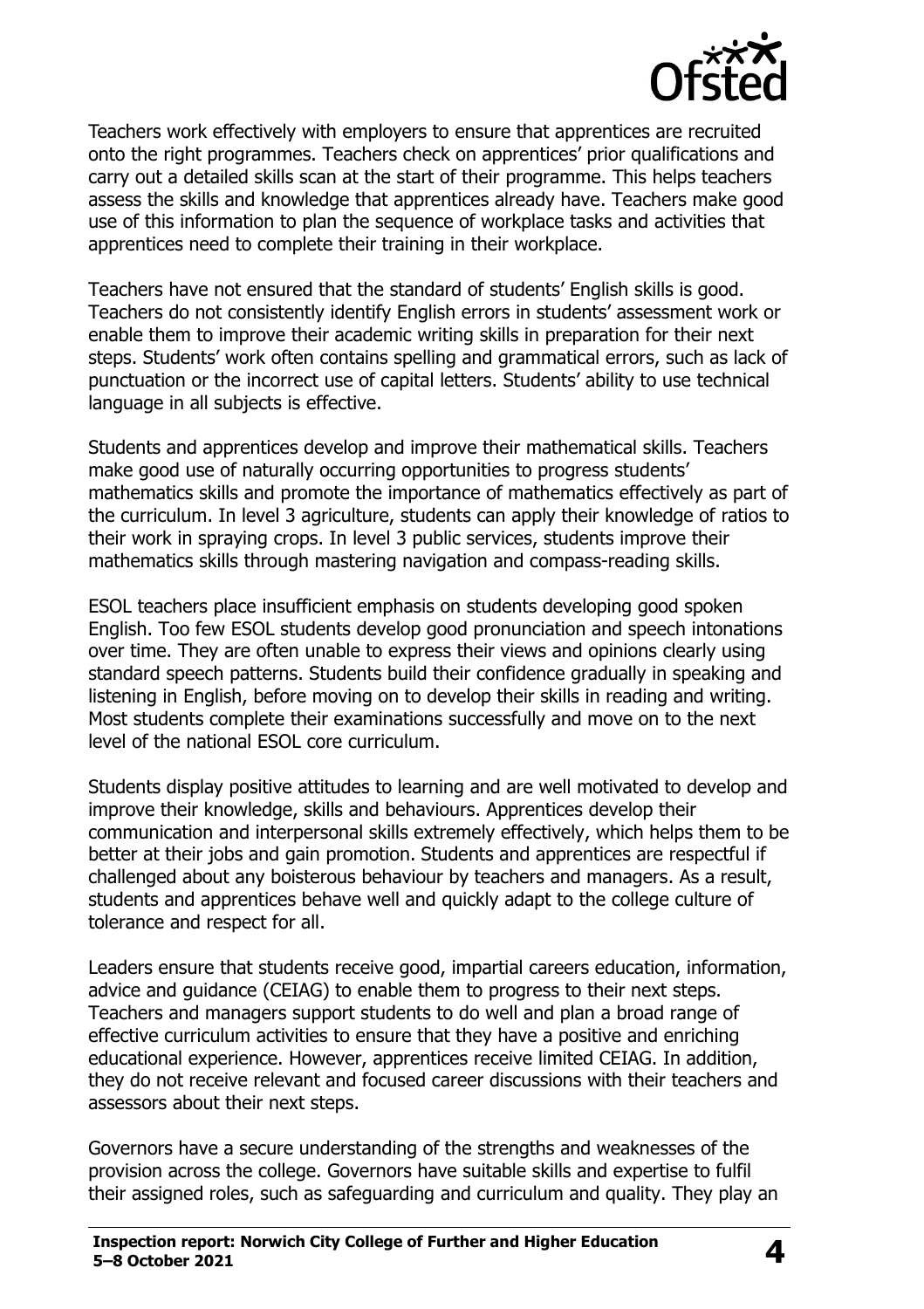Teachers work effectively with employers to ensure that apprentices are recruited onto the right programmes. Teachers check on apprentices' prior qualifications and carry out a detailed skills scan at the start of their programme. This helps teachers assess the skills and knowledge that apprentices already have. Teachers make good use of this information to plan the sequence of workplace tasks and activities that apprentices need to complete their training in their workplace.

Teachers have not ensured that the standard of students' English skills is good. Teachers do not consistently identify English errors in students' assessment work or enable them to improve their academic writing skills in preparation for their next steps. Students' work often contains spelling and grammatical errors, such as lack of punctuation or the incorrect use of capital letters. Students' ability to use technical language in all subjects is effective.

Students and apprentices develop and improve their mathematical skills. Teachers make good use of naturally occurring opportunities to progress students' mathematics skills and promote the importance of mathematics effectively as part of the curriculum. In level 3 agriculture, students can apply their knowledge of ratios to their work in spraying crops. In level 3 public services, students improve their mathematics skills through mastering navigation and compass-reading skills.

ESOL teachers place insufficient emphasis on students developing good spoken English. Too few ESOL students develop good pronunciation and speech intonations over time. They are often unable to express their views and opinions clearly using standard speech patterns. Students build their confidence gradually in speaking and listening in English, before moving on to develop their skills in reading and writing. Most students complete their examinations successfully and move on to the next level of the national ESOL core curriculum.

Students display positive attitudes to learning and are well motivated to develop and improve their knowledge, skills and behaviours. Apprentices develop their communication and interpersonal skills extremely effectively, which helps them to be better at their jobs and gain promotion. Students and apprentices are respectful if challenged about any boisterous behaviour by teachers and managers. As a result, students and apprentices behave well and quickly adapt to the college culture of tolerance and respect for all.

Leaders ensure that students receive good, impartial careers education, information, advice and guidance (CEIAG) to enable them to progress to their next steps. Teachers and managers support students to do well and plan a broad range of effective curriculum activities to ensure that they have a positive and enriching educational experience. However, apprentices receive limited CEIAG. In addition, they do not receive relevant and focused career discussions with their teachers and assessors about their next steps.

Governors have a secure understanding of the strengths and weaknesses of the provision across the college. Governors have suitable skills and expertise to fulfil their assigned roles, such as safeguarding and curriculum and quality. They play an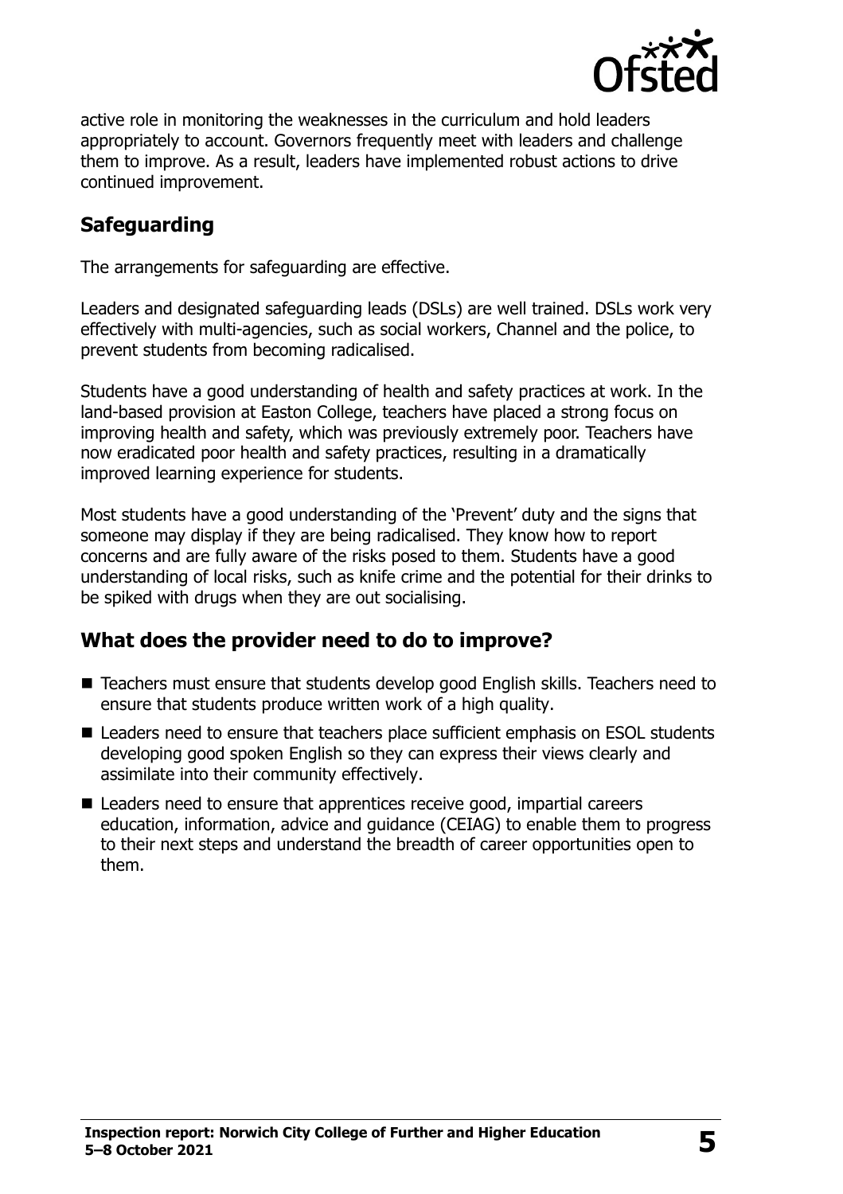active role in monitoring the weaknesses in the curriculum and hold leaders appropriately to account. Governors frequently meet with leaders and challenge them to improve. As a result, leaders have implemented robust actions to drive continued improvement.

## Safeguarding

The arrangements for safeguarding are effective.

Leaders and designated safeguarding leads (DSLs) are well trained. DSLs work very effectively with multi-agencies, such as social workers, Channel and the police, to prevent students from becoming radicalised.

Students have a good understanding of health and safety practices at work. In the land-based provision at Easton College, teachers have placed a strong focus on improving health and safety, which was previously extremely poor. Teachers have now eradicated poor health and safety practices, resulting in a dramatically improved learning experience for students.

Most students have a good understanding of the 'Prevent' duty and the signs that someone may display if they are being radicalised. They know how to report concerns and are fully aware of the risks posed to them. Students have a good understanding of local risks, such as knife crime and the potential for their drinks to be spiked with drugs when they are out socialising.

## What does the provider need to do to improve?

- Teachers must ensure that students develop good English skills. Teachers need to ensure that students produce written work of a high quality.
- Leaders need to ensure that teachers place sufficient emphasis on ESOL students developing good spoken English so they can express their views clearly and assimilate into their community effectively.
- Leaders need to ensure that apprentices receive good, impartial careers education, information, advice and guidance (CEIAG) to enable them to progress to their next steps and understand the breadth of career opportunities open to them.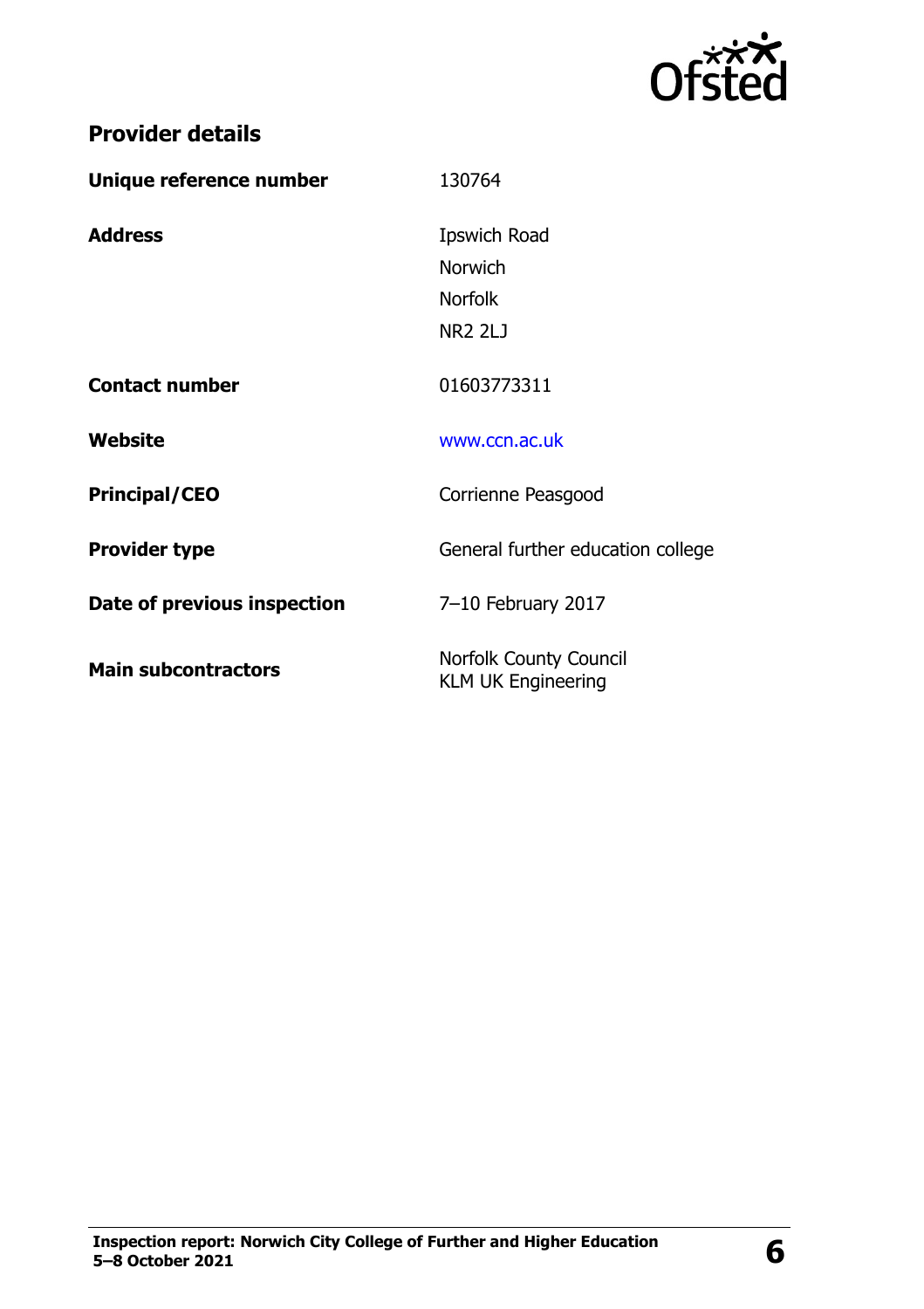## Provider details

| | |
|---|---|
| **Unique reference number** | 130764 |
| **Address** | Ipswich Road<br>Norwich<br>Norfolk<br>NR2 2LJ |
| **Contact number** | 01603773311 |
| **Website** | www.ccn.ac.uk |
| **Principal/CEO** | Corrienne Peasgood |
| **Provider type** | General further education college |
| **Date of previous inspection** | 7–10 February 2017 |
| **Main subcontractors** | Norfolk County Council<br>KLM UK Engineering |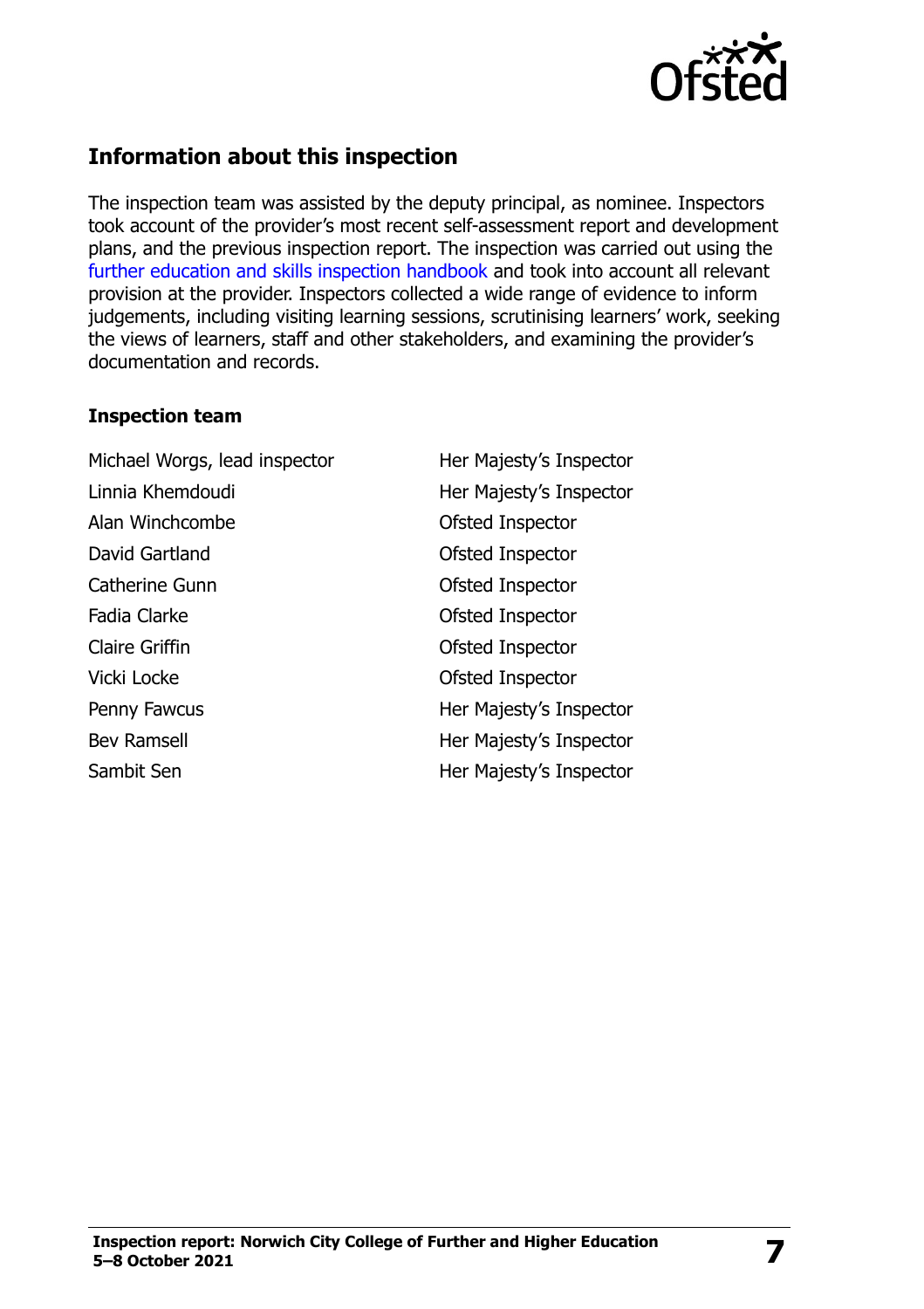## Information about this inspection

The inspection team was assisted by the deputy principal, as nominee. Inspectors took account of the provider's most recent self-assessment report and development plans, and the previous inspection report. The inspection was carried out using the further education and skills inspection handbook and took into account all relevant provision at the provider. Inspectors collected a wide range of evidence to inform judgements, including visiting learning sessions, scrutinising learners' work, seeking the views of learners, staff and other stakeholders, and examining the provider's documentation and records.

### Inspection team

| | |
|---|---|
| Michael Worgs, lead inspector | Her Majesty's Inspector |
| Linnia Khemdoudi | Her Majesty's Inspector |
| Alan Winchcombe | Ofsted Inspector |
| David Gartland | Ofsted Inspector |
| Catherine Gunn | Ofsted Inspector |
| Fadia Clarke | Ofsted Inspector |
| Claire Griffin | Ofsted Inspector |
| Vicki Locke | Ofsted Inspector |
| Penny Fawcus | Her Majesty's Inspector |
| Bev Ramsell | Her Majesty's Inspector |
| Sambit Sen | Her Majesty's Inspector |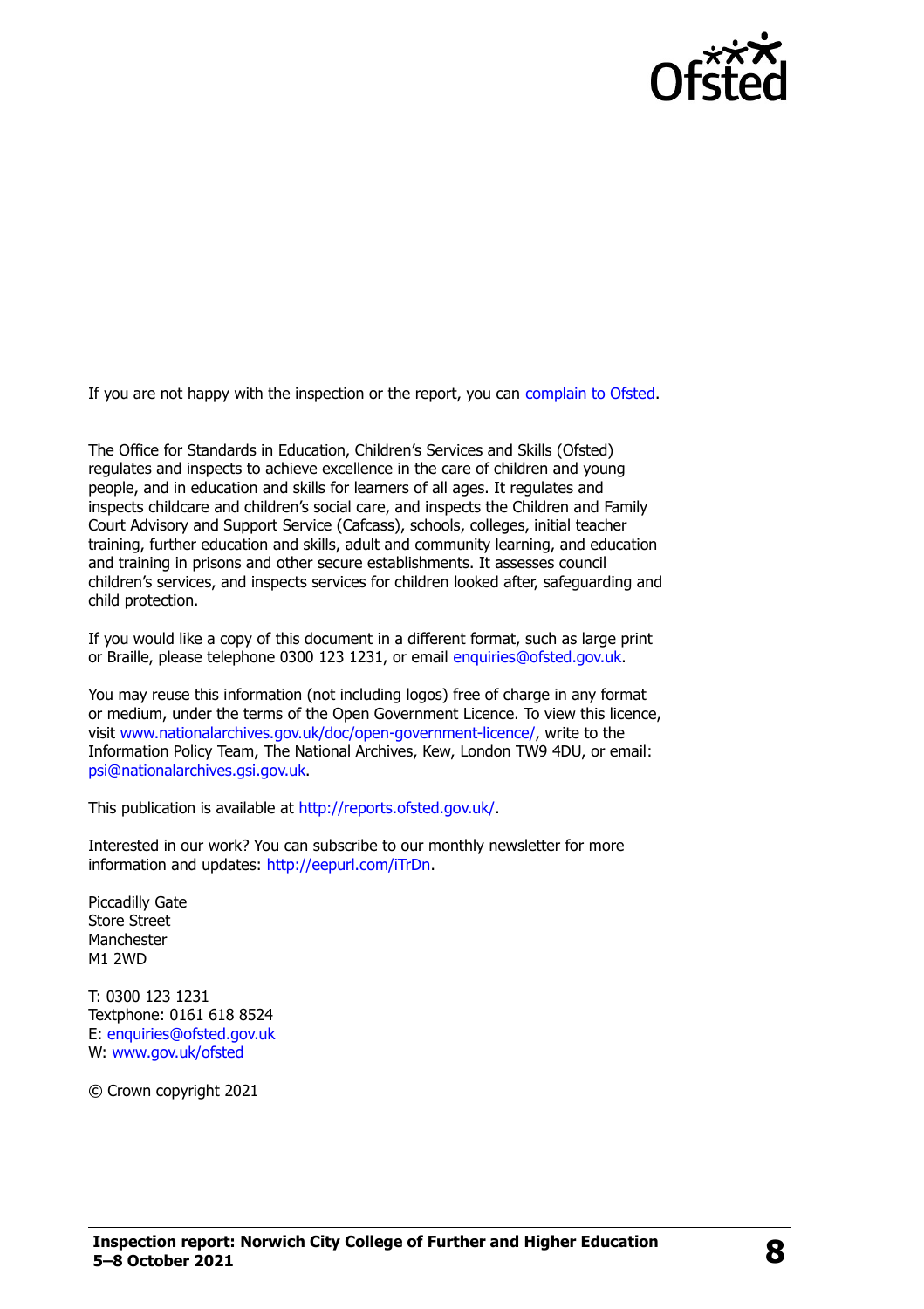If you are not happy with the inspection or the report, you can complain to Ofsted.

The Office for Standards in Education, Children's Services and Skills (Ofsted) regulates and inspects to achieve excellence in the care of children and young people, and in education and skills for learners of all ages. It regulates and inspects childcare and children's social care, and inspects the Children and Family Court Advisory and Support Service (Cafcass), schools, colleges, initial teacher training, further education and skills, adult and community learning, and education and training in prisons and other secure establishments. It assesses council children's services, and inspects services for children looked after, safeguarding and child protection.

If you would like a copy of this document in a different format, such as large print or Braille, please telephone 0300 123 1231, or email enquiries@ofsted.gov.uk.

You may reuse this information (not including logos) free of charge in any format or medium, under the terms of the Open Government Licence. To view this licence, visit www.nationalarchives.gov.uk/doc/open-government-licence/, write to the Information Policy Team, The National Archives, Kew, London TW9 4DU, or email: psi@nationalarchives.gsi.gov.uk.

This publication is available at http://reports.ofsted.gov.uk/.

Interested in our work? You can subscribe to our monthly newsletter for more information and updates: http://eepurl.com/iTrDn.

Piccadilly Gate
Store Street
Manchester
M1 2WD

T: 0300 123 1231
Textphone: 0161 618 8524
E: enquiries@ofsted.gov.uk
W: www.gov.uk/ofsted

© Crown copyright 2021